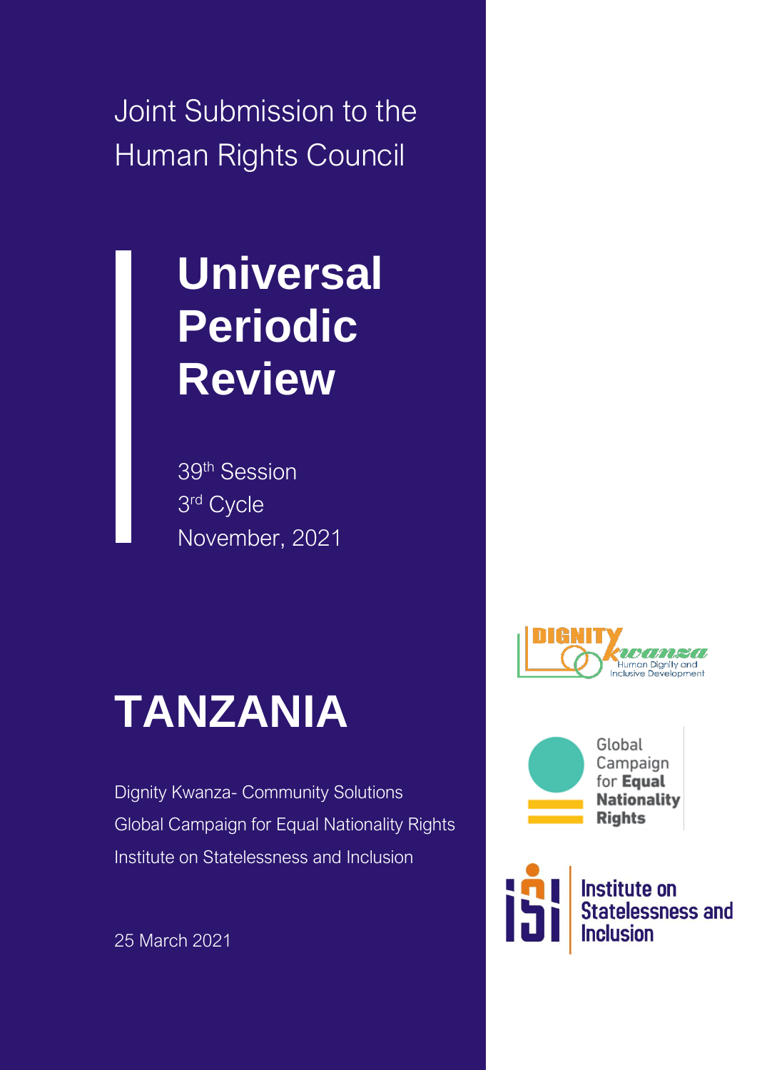Joint Submission to the Human Rights Council

# Universal Periodic Review

39th Session
3rd Cycle
November, 2021

# TANZANIA

Dignity Kwanza- Community Solutions
Global Campaign for Equal Nationality Rights
Institute on Statelessness and Inclusion

25 March 2021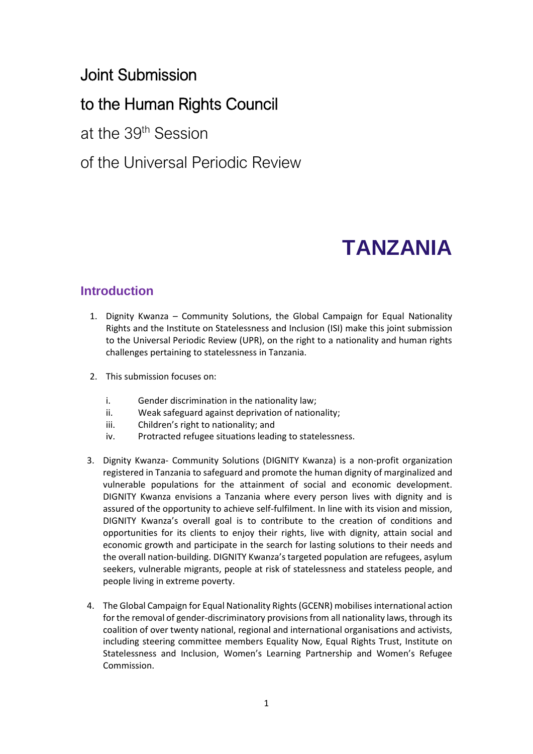Joint Submission

to the Human Rights Council

at the 39th Session

of the Universal Periodic Review

# TANZANIA

## Introduction

1. Dignity Kwanza – Community Solutions, the Global Campaign for Equal Nationality Rights and the Institute on Statelessness and Inclusion (ISI) make this joint submission to the Universal Periodic Review (UPR), on the right to a nationality and human rights challenges pertaining to statelessness in Tanzania.

2. This submission focuses on:

   i. Gender discrimination in the nationality law;
   ii. Weak safeguard against deprivation of nationality;
   iii. Children's right to nationality; and
   iv. Protracted refugee situations leading to statelessness.

3. Dignity Kwanza- Community Solutions (DIGNITY Kwanza) is a non-profit organization registered in Tanzania to safeguard and promote the human dignity of marginalized and vulnerable populations for the attainment of social and economic development. DIGNITY Kwanza envisions a Tanzania where every person lives with dignity and is assured of the opportunity to achieve self-fulfilment. In line with its vision and mission, DIGNITY Kwanza's overall goal is to contribute to the creation of conditions and opportunities for its clients to enjoy their rights, live with dignity, attain social and economic growth and participate in the search for lasting solutions to their needs and the overall nation-building. DIGNITY Kwanza's targeted population are refugees, asylum seekers, vulnerable migrants, people at risk of statelessness and stateless people, and people living in extreme poverty.

4. The Global Campaign for Equal Nationality Rights (GCENR) mobilises international action for the removal of gender-discriminatory provisions from all nationality laws, through its coalition of over twenty national, regional and international organisations and activists, including steering committee members Equality Now, Equal Rights Trust, Institute on Statelessness and Inclusion, Women's Learning Partnership and Women's Refugee Commission.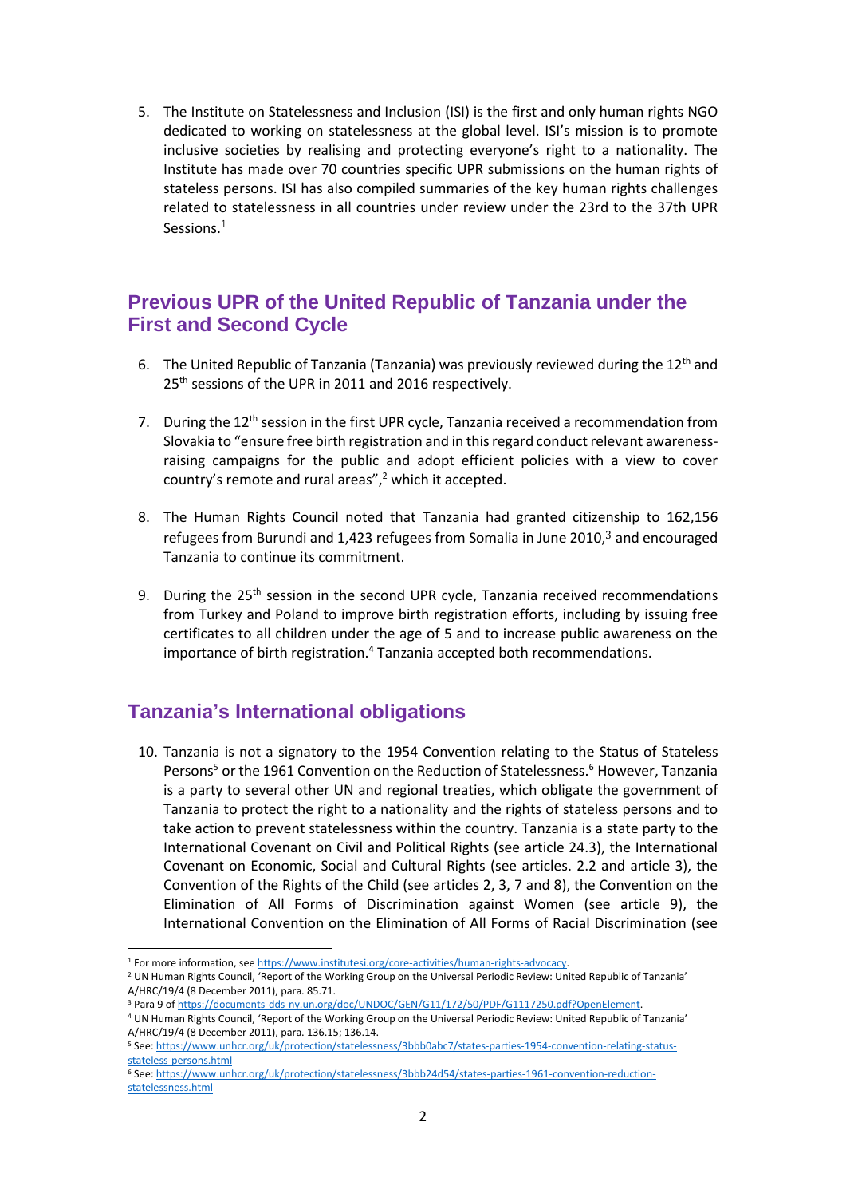5. The Institute on Statelessness and Inclusion (ISI) is the first and only human rights NGO dedicated to working on statelessness at the global level. ISI's mission is to promote inclusive societies by realising and protecting everyone's right to a nationality. The Institute has made over 70 countries specific UPR submissions on the human rights of stateless persons. ISI has also compiled summaries of the key human rights challenges related to statelessness in all countries under review under the 23rd to the 37th UPR Sessions.[1]

## Previous UPR of the United Republic of Tanzania under the First and Second Cycle

6. The United Republic of Tanzania (Tanzania) was previously reviewed during the 12th and 25th sessions of the UPR in 2011 and 2016 respectively.

7. During the 12th session in the first UPR cycle, Tanzania received a recommendation from Slovakia to "ensure free birth registration and in this regard conduct relevant awareness-raising campaigns for the public and adopt efficient policies with a view to cover country's remote and rural areas",[2] which it accepted.

8. The Human Rights Council noted that Tanzania had granted citizenship to 162,156 refugees from Burundi and 1,423 refugees from Somalia in June 2010,[3] and encouraged Tanzania to continue its commitment.

9. During the 25th session in the second UPR cycle, Tanzania received recommendations from Turkey and Poland to improve birth registration efforts, including by issuing free certificates to all children under the age of 5 and to increase public awareness on the importance of birth registration.[4] Tanzania accepted both recommendations.

## Tanzania's International obligations

10. Tanzania is not a signatory to the 1954 Convention relating to the Status of Stateless Persons[5] or the 1961 Convention on the Reduction of Statelessness.[6] However, Tanzania is a party to several other UN and regional treaties, which obligate the government of Tanzania to protect the right to a nationality and the rights of stateless persons and to take action to prevent statelessness within the country. Tanzania is a state party to the International Covenant on Civil and Political Rights (see article 24.3), the International Covenant on Economic, Social and Cultural Rights (see articles. 2.2 and article 3), the Convention of the Rights of the Child (see articles 2, 3, 7 and 8), the Convention on the Elimination of All Forms of Discrimination against Women (see article 9), the International Convention on the Elimination of All Forms of Racial Discrimination (see

---

[1] For more information, see https://www.institutesi.org/core-activities/human-rights-advocacy.

[2] UN Human Rights Council, 'Report of the Working Group on the Universal Periodic Review: United Republic of Tanzania' A/HRC/19/4 (8 December 2011), para. 85.71.

[3] Para 9 of https://documents-dds-ny.un.org/doc/UNDOC/GEN/G11/172/50/PDF/G1117250.pdf?OpenElement.

[4] UN Human Rights Council, 'Report of the Working Group on the Universal Periodic Review: United Republic of Tanzania' A/HRC/19/4 (8 December 2011), para. 136.15; 136.14.

[5] See: https://www.unhcr.org/uk/protection/statelessness/3bbb0abc7/states-parties-1954-convention-relating-status-stateless-persons.html

[6] See: https://www.unhcr.org/uk/protection/statelessness/3bbb24d54/states-parties-1961-convention-reduction-statelessness.html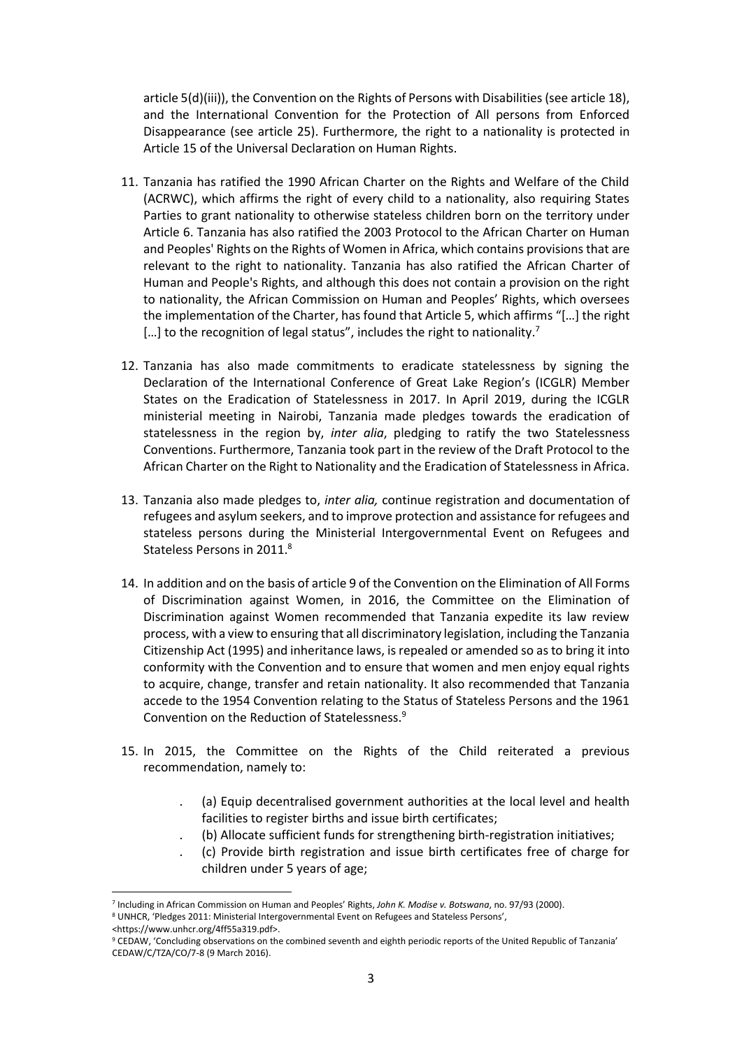article 5(d)(iii)), the Convention on the Rights of Persons with Disabilities (see article 18), and the International Convention for the Protection of All persons from Enforced Disappearance (see article 25). Furthermore, the right to a nationality is protected in Article 15 of the Universal Declaration on Human Rights.

11. Tanzania has ratified the 1990 African Charter on the Rights and Welfare of the Child (ACRWC), which affirms the right of every child to a nationality, also requiring States Parties to grant nationality to otherwise stateless children born on the territory under Article 6. Tanzania has also ratified the 2003 Protocol to the African Charter on Human and Peoples' Rights on the Rights of Women in Africa, which contains provisions that are relevant to the right to nationality. Tanzania has also ratified the African Charter of Human and People's Rights, and although this does not contain a provision on the right to nationality, the African Commission on Human and Peoples' Rights, which oversees the implementation of the Charter, has found that Article 5, which affirms "[…] the right […] to the recognition of legal status", includes the right to nationality.[7]

12. Tanzania has also made commitments to eradicate statelessness by signing the Declaration of the International Conference of Great Lake Region's (ICGLR) Member States on the Eradication of Statelessness in 2017. In April 2019, during the ICGLR ministerial meeting in Nairobi, Tanzania made pledges towards the eradication of statelessness in the region by, *inter alia*, pledging to ratify the two Statelessness Conventions. Furthermore, Tanzania took part in the review of the Draft Protocol to the African Charter on the Right to Nationality and the Eradication of Statelessness in Africa.

13. Tanzania also made pledges to, *inter alia,* continue registration and documentation of refugees and asylum seekers, and to improve protection and assistance for refugees and stateless persons during the Ministerial Intergovernmental Event on Refugees and Stateless Persons in 2011.[8]

14. In addition and on the basis of article 9 of the Convention on the Elimination of All Forms of Discrimination against Women, in 2016, the Committee on the Elimination of Discrimination against Women recommended that Tanzania expedite its law review process, with a view to ensuring that all discriminatory legislation, including the Tanzania Citizenship Act (1995) and inheritance laws, is repealed or amended so as to bring it into conformity with the Convention and to ensure that women and men enjoy equal rights to acquire, change, transfer and retain nationality. It also recommended that Tanzania accede to the 1954 Convention relating to the Status of Stateless Persons and the 1961 Convention on the Reduction of Statelessness.[9]

15. In 2015, the Committee on the Rights of the Child reiterated a previous recommendation, namely to:

    - (a) Equip decentralised government authorities at the local level and health facilities to register births and issue birth certificates;
    - (b) Allocate sufficient funds for strengthening birth-registration initiatives;
    - (c) Provide birth registration and issue birth certificates free of charge for children under 5 years of age;

---

[7] Including in African Commission on Human and Peoples' Rights, *John K. Modise v. Botswana*, no. 97/93 (2000).

[8] UNHCR, 'Pledges 2011: Ministerial Intergovernmental Event on Refugees and Stateless Persons', <https://www.unhcr.org/4ff55a319.pdf>.

[9] CEDAW, 'Concluding observations on the combined seventh and eighth periodic reports of the United Republic of Tanzania' CEDAW/C/TZA/CO/7-8 (9 March 2016).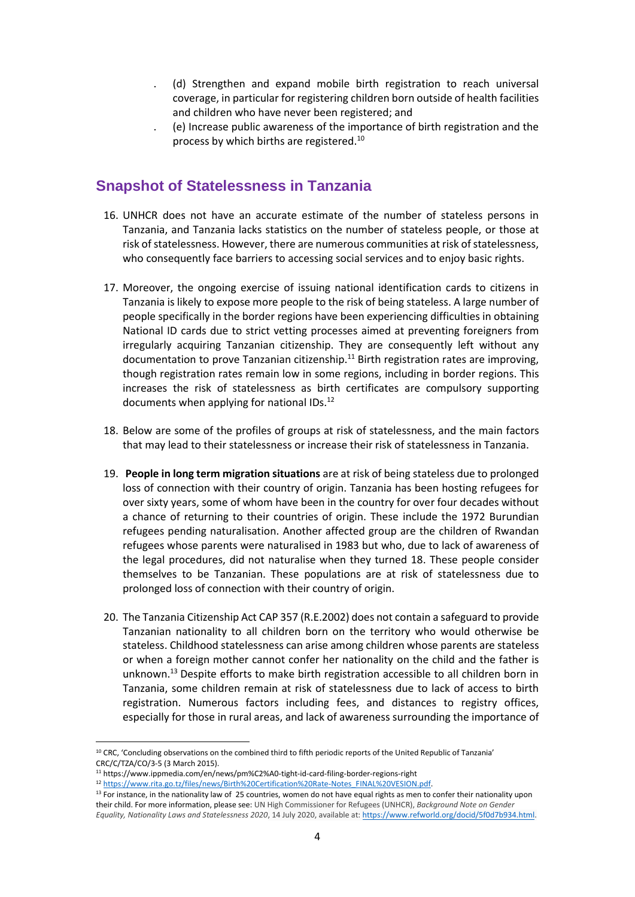- (d) Strengthen and expand mobile birth registration to reach universal coverage, in particular for registering children born outside of health facilities and children who have never been registered; and
- (e) Increase public awareness of the importance of birth registration and the process by which births are registered.[10]

## Snapshot of Statelessness in Tanzania

16. UNHCR does not have an accurate estimate of the number of stateless persons in Tanzania, and Tanzania lacks statistics on the number of stateless people, or those at risk of statelessness. However, there are numerous communities at risk of statelessness, who consequently face barriers to accessing social services and to enjoy basic rights.

17. Moreover, the ongoing exercise of issuing national identification cards to citizens in Tanzania is likely to expose more people to the risk of being stateless. A large number of people specifically in the border regions have been experiencing difficulties in obtaining National ID cards due to strict vetting processes aimed at preventing foreigners from irregularly acquiring Tanzanian citizenship. They are consequently left without any documentation to prove Tanzanian citizenship.[11] Birth registration rates are improving, though registration rates remain low in some regions, including in border regions. This increases the risk of statelessness as birth certificates are compulsory supporting documents when applying for national IDs.[12]

18. Below are some of the profiles of groups at risk of statelessness, and the main factors that may lead to their statelessness or increase their risk of statelessness in Tanzania.

19. **People in long term migration situations** are at risk of being stateless due to prolonged loss of connection with their country of origin. Tanzania has been hosting refugees for over sixty years, some of whom have been in the country for over four decades without a chance of returning to their countries of origin. These include the 1972 Burundian refugees pending naturalisation. Another affected group are the children of Rwandan refugees whose parents were naturalised in 1983 but who, due to lack of awareness of the legal procedures, did not naturalise when they turned 18. These people consider themselves to be Tanzanian. These populations are at risk of statelessness due to prolonged loss of connection with their country of origin.

20. The Tanzania Citizenship Act CAP 357 (R.E.2002) does not contain a safeguard to provide Tanzanian nationality to all children born on the territory who would otherwise be stateless. Childhood statelessness can arise among children whose parents are stateless or when a foreign mother cannot confer her nationality on the child and the father is unknown.[13] Despite efforts to make birth registration accessible to all children born in Tanzania, some children remain at risk of statelessness due to lack of access to birth registration. Numerous factors including fees, and distances to registry offices, especially for those in rural areas, and lack of awareness surrounding the importance of

---

[10] CRC, 'Concluding observations on the combined third to fifth periodic reports of the United Republic of Tanzania' CRC/C/TZA/CO/3-5 (3 March 2015).

[11] https://www.ippmedia.com/en/news/pm%C2%A0-tight-id-card-filing-border-regions-right

[12] https://www.rita.go.tz/files/news/Birth%20Certification%20Rate-Notes_FINAL%20VESION.pdf.

[13] For instance, in the nationality law of 25 countries, women do not have equal rights as men to confer their nationality upon their child. For more information, please see: UN High Commissioner for Refugees (UNHCR), *Background Note on Gender Equality, Nationality Laws and Statelessness 2020*, 14 July 2020, available at: https://www.refworld.org/docid/5f0d7b934.html.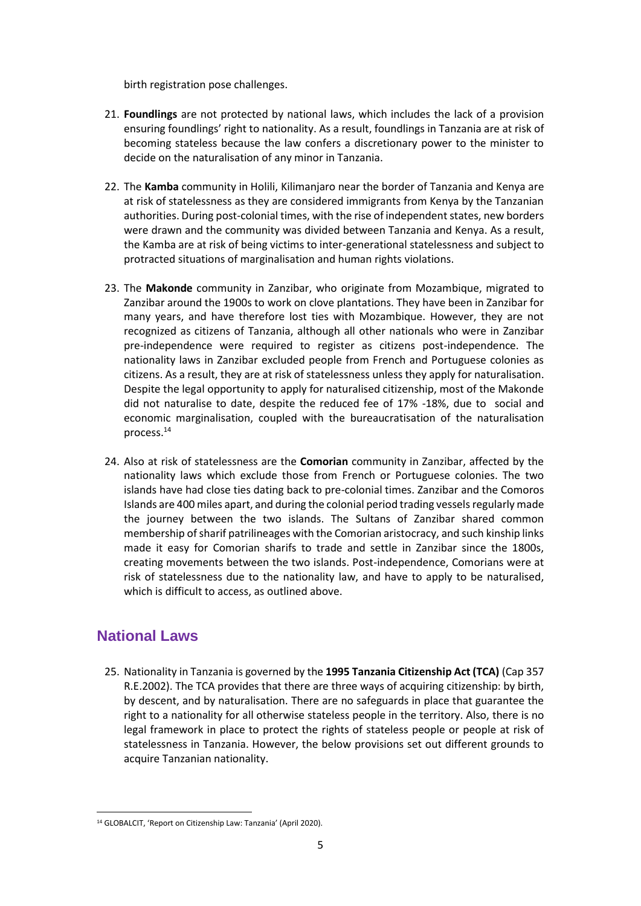birth registration pose challenges.

21. **Foundlings** are not protected by national laws, which includes the lack of a provision ensuring foundlings' right to nationality. As a result, foundlings in Tanzania are at risk of becoming stateless because the law confers a discretionary power to the minister to decide on the naturalisation of any minor in Tanzania.

22. The **Kamba** community in Holili, Kilimanjaro near the border of Tanzania and Kenya are at risk of statelessness as they are considered immigrants from Kenya by the Tanzanian authorities. During post-colonial times, with the rise of independent states, new borders were drawn and the community was divided between Tanzania and Kenya. As a result, the Kamba are at risk of being victims to inter-generational statelessness and subject to protracted situations of marginalisation and human rights violations.

23. The **Makonde** community in Zanzibar, who originate from Mozambique, migrated to Zanzibar around the 1900s to work on clove plantations. They have been in Zanzibar for many years, and have therefore lost ties with Mozambique. However, they are not recognized as citizens of Tanzania, although all other nationals who were in Zanzibar pre-independence were required to register as citizens post-independence. The nationality laws in Zanzibar excluded people from French and Portuguese colonies as citizens. As a result, they are at risk of statelessness unless they apply for naturalisation. Despite the legal opportunity to apply for naturalised citizenship, most of the Makonde did not naturalise to date, despite the reduced fee of 17% -18%, due to social and economic marginalisation, coupled with the bureaucratisation of the naturalisation process.[14]

24. Also at risk of statelessness are the **Comorian** community in Zanzibar, affected by the nationality laws which exclude those from French or Portuguese colonies. The two islands have had close ties dating back to pre-colonial times. Zanzibar and the Comoros Islands are 400 miles apart, and during the colonial period trading vessels regularly made the journey between the two islands. The Sultans of Zanzibar shared common membership of sharif patrilineages with the Comorian aristocracy, and such kinship links made it easy for Comorian sharifs to trade and settle in Zanzibar since the 1800s, creating movements between the two islands. Post-independence, Comorians were at risk of statelessness due to the nationality law, and have to apply to be naturalised, which is difficult to access, as outlined above.

## National Laws

25. Nationality in Tanzania is governed by the **1995 Tanzania Citizenship Act (TCA)** (Cap 357 R.E.2002). The TCA provides that there are three ways of acquiring citizenship: by birth, by descent, and by naturalisation. There are no safeguards in place that guarantee the right to a nationality for all otherwise stateless people in the territory. Also, there is no legal framework in place to protect the rights of stateless people or people at risk of statelessness in Tanzania. However, the below provisions set out different grounds to acquire Tanzanian nationality.

[14] GLOBALCIT, 'Report on Citizenship Law: Tanzania' (April 2020).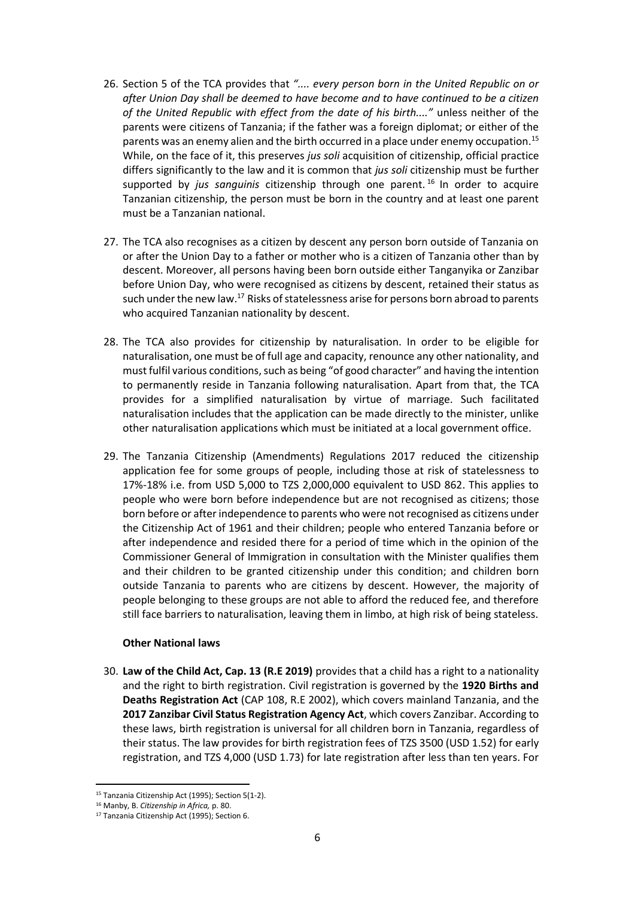26. Section 5 of the TCA provides that *".... every person born in the United Republic on or after Union Day shall be deemed to have become and to have continued to be a citizen of the United Republic with effect from the date of his birth...."* unless neither of the parents were citizens of Tanzania; if the father was a foreign diplomat; or either of the parents was an enemy alien and the birth occurred in a place under enemy occupation.[15] While, on the face of it, this preserves *jus soli* acquisition of citizenship, official practice differs significantly to the law and it is common that *jus soli* citizenship must be further supported by *jus sanguinis* citizenship through one parent.[16] In order to acquire Tanzanian citizenship, the person must be born in the country and at least one parent must be a Tanzanian national.

27. The TCA also recognises as a citizen by descent any person born outside of Tanzania on or after the Union Day to a father or mother who is a citizen of Tanzania other than by descent. Moreover, all persons having been born outside either Tanganyika or Zanzibar before Union Day, who were recognised as citizens by descent, retained their status as such under the new law.[17] Risks of statelessness arise for persons born abroad to parents who acquired Tanzanian nationality by descent.

28. The TCA also provides for citizenship by naturalisation. In order to be eligible for naturalisation, one must be of full age and capacity, renounce any other nationality, and must fulfil various conditions, such as being "of good character" and having the intention to permanently reside in Tanzania following naturalisation. Apart from that, the TCA provides for a simplified naturalisation by virtue of marriage. Such facilitated naturalisation includes that the application can be made directly to the minister, unlike other naturalisation applications which must be initiated at a local government office.

29. The Tanzania Citizenship (Amendments) Regulations 2017 reduced the citizenship application fee for some groups of people, including those at risk of statelessness to 17%-18% i.e. from USD 5,000 to TZS 2,000,000 equivalent to USD 862. This applies to people who were born before independence but are not recognised as citizens; those born before or after independence to parents who were not recognised as citizens under the Citizenship Act of 1961 and their children; people who entered Tanzania before or after independence and resided there for a period of time which in the opinion of the Commissioner General of Immigration in consultation with the Minister qualifies them and their children to be granted citizenship under this condition; and children born outside Tanzania to parents who are citizens by descent. However, the majority of people belonging to these groups are not able to afford the reduced fee, and therefore still face barriers to naturalisation, leaving them in limbo, at high risk of being stateless.

**Other National laws**

30. **Law of the Child Act, Cap. 13 (R.E 2019)** provides that a child has a right to a nationality and the right to birth registration. Civil registration is governed by the **1920 Births and Deaths Registration Act** (CAP 108, R.E 2002), which covers mainland Tanzania, and the **2017 Zanzibar Civil Status Registration Agency Act**, which covers Zanzibar. According to these laws, birth registration is universal for all children born in Tanzania, regardless of their status. The law provides for birth registration fees of TZS 3500 (USD 1.52) for early registration, and TZS 4,000 (USD 1.73) for late registration after less than ten years. For

[15] Tanzania Citizenship Act (1995); Section 5(1-2).

[16] Manby, B. *Citizenship in Africa,* p. 80.

[17] Tanzania Citizenship Act (1995); Section 6.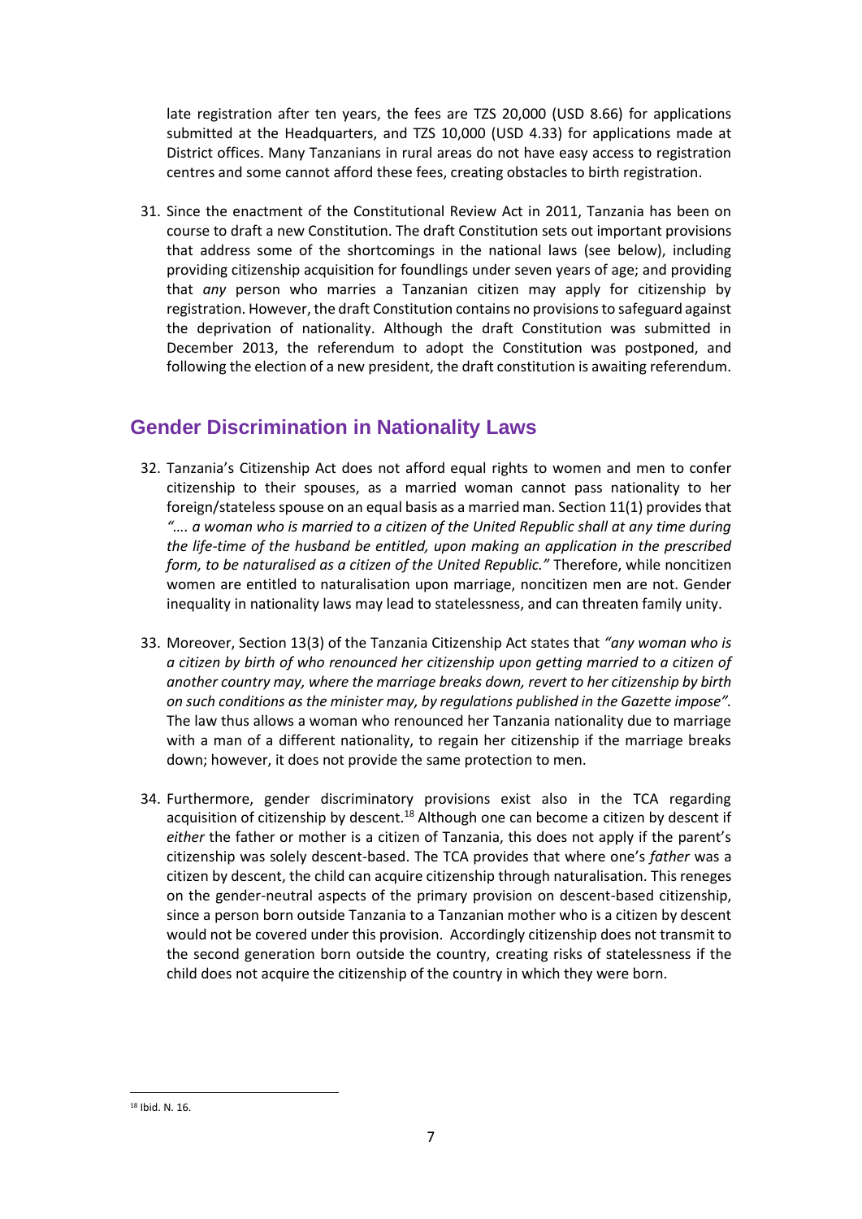late registration after ten years, the fees are TZS 20,000 (USD 8.66) for applications submitted at the Headquarters, and TZS 10,000 (USD 4.33) for applications made at District offices. Many Tanzanians in rural areas do not have easy access to registration centres and some cannot afford these fees, creating obstacles to birth registration.

31. Since the enactment of the Constitutional Review Act in 2011, Tanzania has been on course to draft a new Constitution. The draft Constitution sets out important provisions that address some of the shortcomings in the national laws (see below), including providing citizenship acquisition for foundlings under seven years of age; and providing that *any* person who marries a Tanzanian citizen may apply for citizenship by registration. However, the draft Constitution contains no provisions to safeguard against the deprivation of nationality. Although the draft Constitution was submitted in December 2013, the referendum to adopt the Constitution was postponed, and following the election of a new president, the draft constitution is awaiting referendum.

## Gender Discrimination in Nationality Laws

32. Tanzania's Citizenship Act does not afford equal rights to women and men to confer citizenship to their spouses, as a married woman cannot pass nationality to her foreign/stateless spouse on an equal basis as a married man. Section 11(1) provides that *"…. a woman who is married to a citizen of the United Republic shall at any time during the life-time of the husband be entitled, upon making an application in the prescribed form, to be naturalised as a citizen of the United Republic."* Therefore, while noncitizen women are entitled to naturalisation upon marriage, noncitizen men are not. Gender inequality in nationality laws may lead to statelessness, and can threaten family unity.

33. Moreover, Section 13(3) of the Tanzania Citizenship Act states that *"any woman who is a citizen by birth of who renounced her citizenship upon getting married to a citizen of another country may, where the marriage breaks down, revert to her citizenship by birth on such conditions as the minister may, by regulations published in the Gazette impose".* The law thus allows a woman who renounced her Tanzania nationality due to marriage with a man of a different nationality, to regain her citizenship if the marriage breaks down; however, it does not provide the same protection to men.

34. Furthermore, gender discriminatory provisions exist also in the TCA regarding acquisition of citizenship by descent.[18] Although one can become a citizen by descent if *either* the father or mother is a citizen of Tanzania, this does not apply if the parent's citizenship was solely descent-based. The TCA provides that where one's *father* was a citizen by descent, the child can acquire citizenship through naturalisation. This reneges on the gender-neutral aspects of the primary provision on descent-based citizenship, since a person born outside Tanzania to a Tanzanian mother who is a citizen by descent would not be covered under this provision. Accordingly citizenship does not transmit to the second generation born outside the country, creating risks of statelessness if the child does not acquire the citizenship of the country in which they were born.

[18] Ibid. N. 16.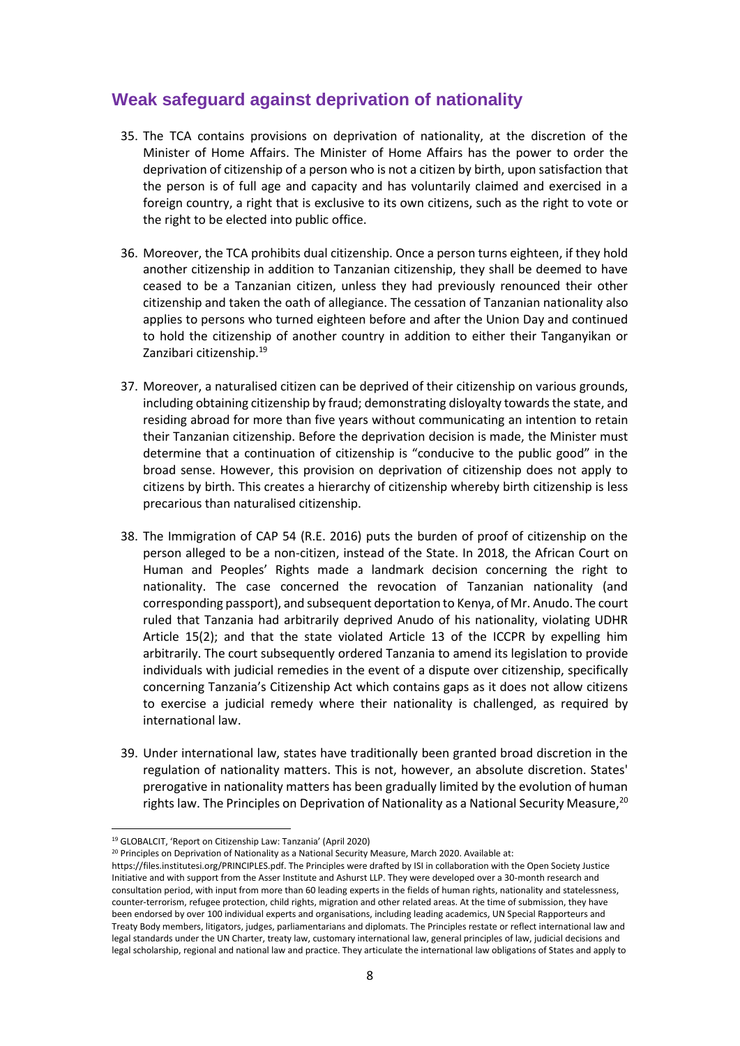## Weak safeguard against deprivation of nationality

35. The TCA contains provisions on deprivation of nationality, at the discretion of the Minister of Home Affairs. The Minister of Home Affairs has the power to order the deprivation of citizenship of a person who is not a citizen by birth, upon satisfaction that the person is of full age and capacity and has voluntarily claimed and exercised in a foreign country, a right that is exclusive to its own citizens, such as the right to vote or the right to be elected into public office.

36. Moreover, the TCA prohibits dual citizenship. Once a person turns eighteen, if they hold another citizenship in addition to Tanzanian citizenship, they shall be deemed to have ceased to be a Tanzanian citizen, unless they had previously renounced their other citizenship and taken the oath of allegiance. The cessation of Tanzanian nationality also applies to persons who turned eighteen before and after the Union Day and continued to hold the citizenship of another country in addition to either their Tanganyikan or Zanzibari citizenship.[19]

37. Moreover, a naturalised citizen can be deprived of their citizenship on various grounds, including obtaining citizenship by fraud; demonstrating disloyalty towards the state, and residing abroad for more than five years without communicating an intention to retain their Tanzanian citizenship. Before the deprivation decision is made, the Minister must determine that a continuation of citizenship is "conducive to the public good" in the broad sense. However, this provision on deprivation of citizenship does not apply to citizens by birth. This creates a hierarchy of citizenship whereby birth citizenship is less precarious than naturalised citizenship.

38. The Immigration of CAP 54 (R.E. 2016) puts the burden of proof of citizenship on the person alleged to be a non-citizen, instead of the State. In 2018, the African Court on Human and Peoples' Rights made a landmark decision concerning the right to nationality. The case concerned the revocation of Tanzanian nationality (and corresponding passport), and subsequent deportation to Kenya, of Mr. Anudo. The court ruled that Tanzania had arbitrarily deprived Anudo of his nationality, violating UDHR Article 15(2); and that the state violated Article 13 of the ICCPR by expelling him arbitrarily. The court subsequently ordered Tanzania to amend its legislation to provide individuals with judicial remedies in the event of a dispute over citizenship, specifically concerning Tanzania's Citizenship Act which contains gaps as it does not allow citizens to exercise a judicial remedy where their nationality is challenged, as required by international law.

39. Under international law, states have traditionally been granted broad discretion in the regulation of nationality matters. This is not, however, an absolute discretion. States' prerogative in nationality matters has been gradually limited by the evolution of human rights law. The Principles on Deprivation of Nationality as a National Security Measure,[20]

---

[19] GLOBALCIT, 'Report on Citizenship Law: Tanzania' (April 2020)

[20] Principles on Deprivation of Nationality as a National Security Measure, March 2020. Available at: https://files.institutesi.org/PRINCIPLES.pdf. The Principles were drafted by ISI in collaboration with the Open Society Justice Initiative and with support from the Asser Institute and Ashurst LLP. They were developed over a 30-month research and consultation period, with input from more than 60 leading experts in the fields of human rights, nationality and statelessness, counter-terrorism, refugee protection, child rights, migration and other related areas. At the time of submission, they have been endorsed by over 100 individual experts and organisations, including leading academics, UN Special Rapporteurs and Treaty Body members, litigators, judges, parliamentarians and diplomats. The Principles restate or reflect international law and legal standards under the UN Charter, treaty law, customary international law, general principles of law, judicial decisions and legal scholarship, regional and national law and practice. They articulate the international law obligations of States and apply to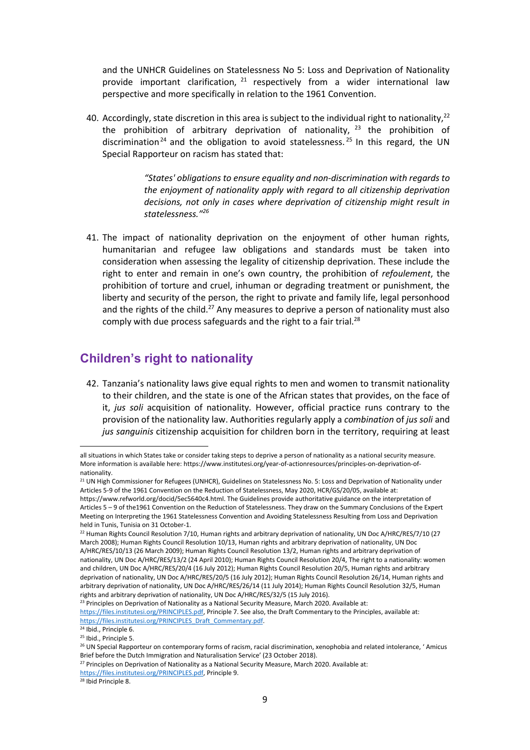and the UNHCR Guidelines on Statelessness No 5: Loss and Deprivation of Nationality provide important clarification, [21] respectively from a wider international law perspective and more specifically in relation to the 1961 Convention.

40. Accordingly, state discretion in this area is subject to the individual right to nationality,[22] the prohibition of arbitrary deprivation of nationality, [23] the prohibition of discrimination[24] and the obligation to avoid statelessness.[25] In this regard, the UN Special Rapporteur on racism has stated that:

> *"States' obligations to ensure equality and non-discrimination with regards to the enjoyment of nationality apply with regard to all citizenship deprivation decisions, not only in cases where deprivation of citizenship might result in statelessness."*[26]

41. The impact of nationality deprivation on the enjoyment of other human rights, humanitarian and refugee law obligations and standards must be taken into consideration when assessing the legality of citizenship deprivation. These include the right to enter and remain in one's own country, the prohibition of *refoulement*, the prohibition of torture and cruel, inhuman or degrading treatment or punishment, the liberty and security of the person, the right to private and family life, legal personhood and the rights of the child.[27] Any measures to deprive a person of nationality must also comply with due process safeguards and the right to a fair trial.[28]

## Children's right to nationality

42. Tanzania's nationality laws give equal rights to men and women to transmit nationality to their children, and the state is one of the African states that provides, on the face of it, *jus soli* acquisition of nationality. However, official practice runs contrary to the provision of the nationality law. Authorities regularly apply a *combination* of *jus soli* and *jus sanguinis* citizenship acquisition for children born in the territory, requiring at least

---

all situations in which States take or consider taking steps to deprive a person of nationality as a national security measure. More information is available here: https://www.institutesi.org/year-of-actionresources/principles-on-deprivation-of-nationality.

[21] UN High Commissioner for Refugees (UNHCR), Guidelines on Statelessness No. 5: Loss and Deprivation of Nationality under Articles 5-9 of the 1961 Convention on the Reduction of Statelessness, May 2020, HCR/GS/20/05, available at: https://www.refworld.org/docid/5ec5640c4.html. The Guidelines provide authoritative guidance on the interpretation of Articles 5 – 9 of the1961 Convention on the Reduction of Statelessness. They draw on the Summary Conclusions of the Expert Meeting on Interpreting the 1961 Statelessness Convention and Avoiding Statelessness Resulting from Loss and Deprivation held in Tunis, Tunisia on 31 October-1.

[22] Human Rights Council Resolution 7/10, Human rights and arbitrary deprivation of nationality, UN Doc A/HRC/RES/7/10 (27 March 2008); Human Rights Council Resolution 10/13, Human rights and arbitrary deprivation of nationality, UN Doc A/HRC/RES/10/13 (26 March 2009); Human Rights Council Resolution 13/2, Human rights and arbitrary deprivation of nationality, UN Doc A/HRC/RES/13/2 (24 April 2010); Human Rights Council Resolution 20/4, The right to a nationality: women and children, UN Doc A/HRC/RES/20/4 (16 July 2012); Human Rights Council Resolution 20/5, Human rights and arbitrary deprivation of nationality, UN Doc A/HRC/RES/20/5 (16 July 2012); Human Rights Council Resolution 26/14, Human rights and arbitrary deprivation of nationality, UN Doc A/HRC/RES/26/14 (11 July 2014); Human Rights Council Resolution 32/5, Human rights and arbitrary deprivation of nationality, UN Doc A/HRC/RES/32/5 (15 July 2016).

[23] Principles on Deprivation of Nationality as a National Security Measure, March 2020. Available at: https://files.institutesi.org/PRINCIPLES.pdf, Principle 7. See also, the Draft Commentary to the Principles, available at: https://files.institutesi.org/PRINCIPLES_Draft_Commentary.pdf.

[24] Ibid., Principle 6.

[25] Ibid., Principle 5.

[26] UN Special Rapporteur on contemporary forms of racism, racial discrimination, xenophobia and related intolerance, ' Amicus Brief before the Dutch Immigration and Naturalisation Service' (23 October 2018).

[27] Principles on Deprivation of Nationality as a National Security Measure, March 2020. Available at: https://files.institutesi.org/PRINCIPLES.pdf, Principle 9.

[28] Ibid Principle 8.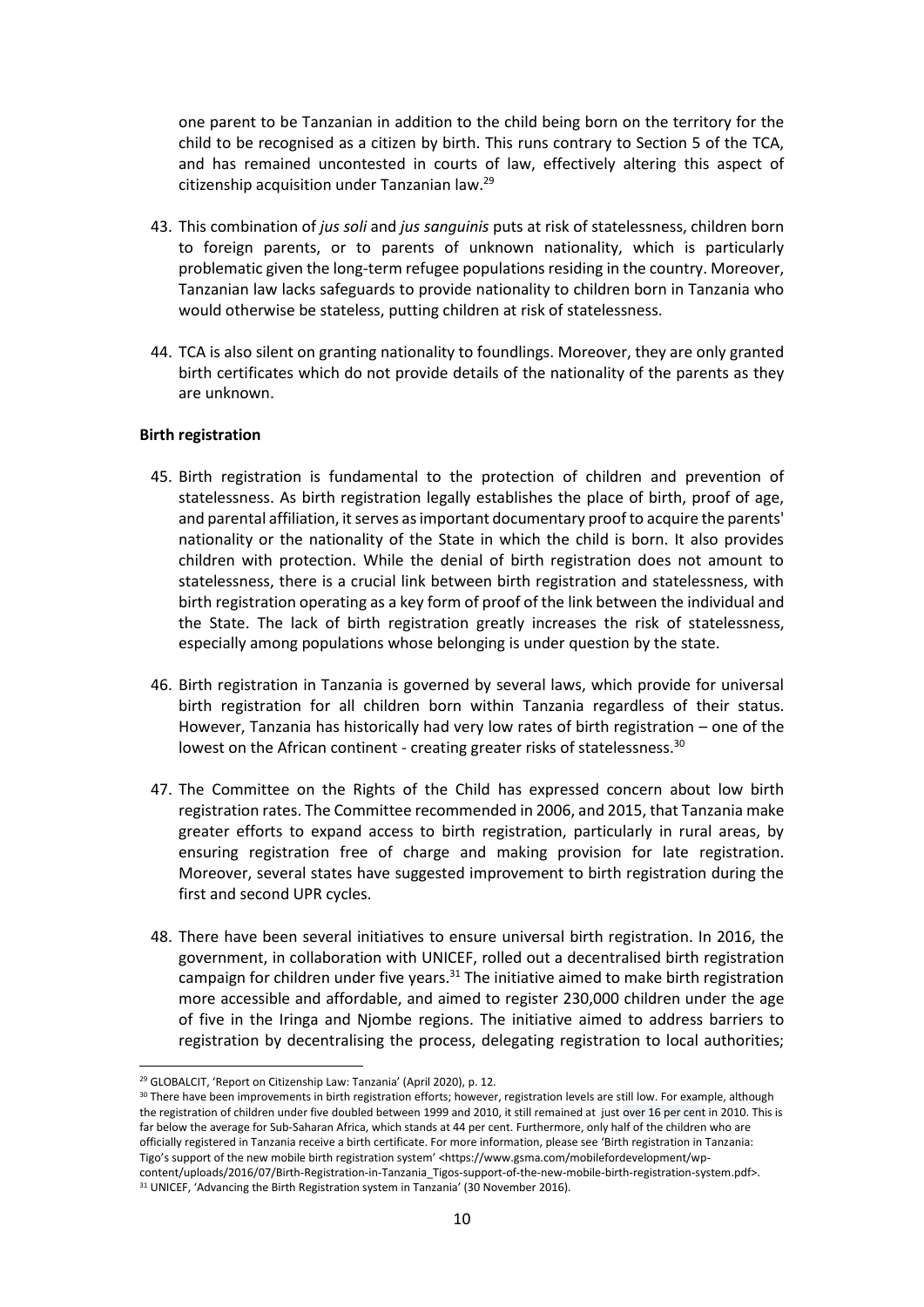one parent to be Tanzanian in addition to the child being born on the territory for the child to be recognised as a citizen by birth. This runs contrary to Section 5 of the TCA, and has remained uncontested in courts of law, effectively altering this aspect of citizenship acquisition under Tanzanian law.[29]

43. This combination of *jus soli* and *jus sanguinis* puts at risk of statelessness, children born to foreign parents, or to parents of unknown nationality, which is particularly problematic given the long-term refugee populations residing in the country. Moreover, Tanzanian law lacks safeguards to provide nationality to children born in Tanzania who would otherwise be stateless, putting children at risk of statelessness.

44. TCA is also silent on granting nationality to foundlings. Moreover, they are only granted birth certificates which do not provide details of the nationality of the parents as they are unknown.

**Birth registration**

45. Birth registration is fundamental to the protection of children and prevention of statelessness. As birth registration legally establishes the place of birth, proof of age, and parental affiliation, it serves as important documentary proof to acquire the parents' nationality or the nationality of the State in which the child is born. It also provides children with protection. While the denial of birth registration does not amount to statelessness, there is a crucial link between birth registration and statelessness, with birth registration operating as a key form of proof of the link between the individual and the State. The lack of birth registration greatly increases the risk of statelessness, especially among populations whose belonging is under question by the state.

46. Birth registration in Tanzania is governed by several laws, which provide for universal birth registration for all children born within Tanzania regardless of their status. However, Tanzania has historically had very low rates of birth registration – one of the lowest on the African continent - creating greater risks of statelessness.[30]

47. The Committee on the Rights of the Child has expressed concern about low birth registration rates. The Committee recommended in 2006, and 2015, that Tanzania make greater efforts to expand access to birth registration, particularly in rural areas, by ensuring registration free of charge and making provision for late registration. Moreover, several states have suggested improvement to birth registration during the first and second UPR cycles.

48. There have been several initiatives to ensure universal birth registration. In 2016, the government, in collaboration with UNICEF, rolled out a decentralised birth registration campaign for children under five years.[31] The initiative aimed to make birth registration more accessible and affordable, and aimed to register 230,000 children under the age of five in the Iringa and Njombe regions. The initiative aimed to address barriers to registration by decentralising the process, delegating registration to local authorities;

---

[29] GLOBALCIT, 'Report on Citizenship Law: Tanzania' (April 2020), p. 12.

[30] There have been improvements in birth registration efforts; however, registration levels are still low. For example, although the registration of children under five doubled between 1999 and 2010, it still remained at just over 16 per cent in 2010. This is far below the average for Sub-Saharan Africa, which stands at 44 per cent. Furthermore, only half of the children who are officially registered in Tanzania receive a birth certificate. For more information, please see 'Birth registration in Tanzania: Tigo's support of the new mobile birth registration system' <https://www.gsma.com/mobilefordevelopment/wp-content/uploads/2016/07/Birth-Registration-in-Tanzania_Tigos-support-of-the-new-mobile-birth-registration-system.pdf>.

[31] UNICEF, 'Advancing the Birth Registration system in Tanzania' (30 November 2016).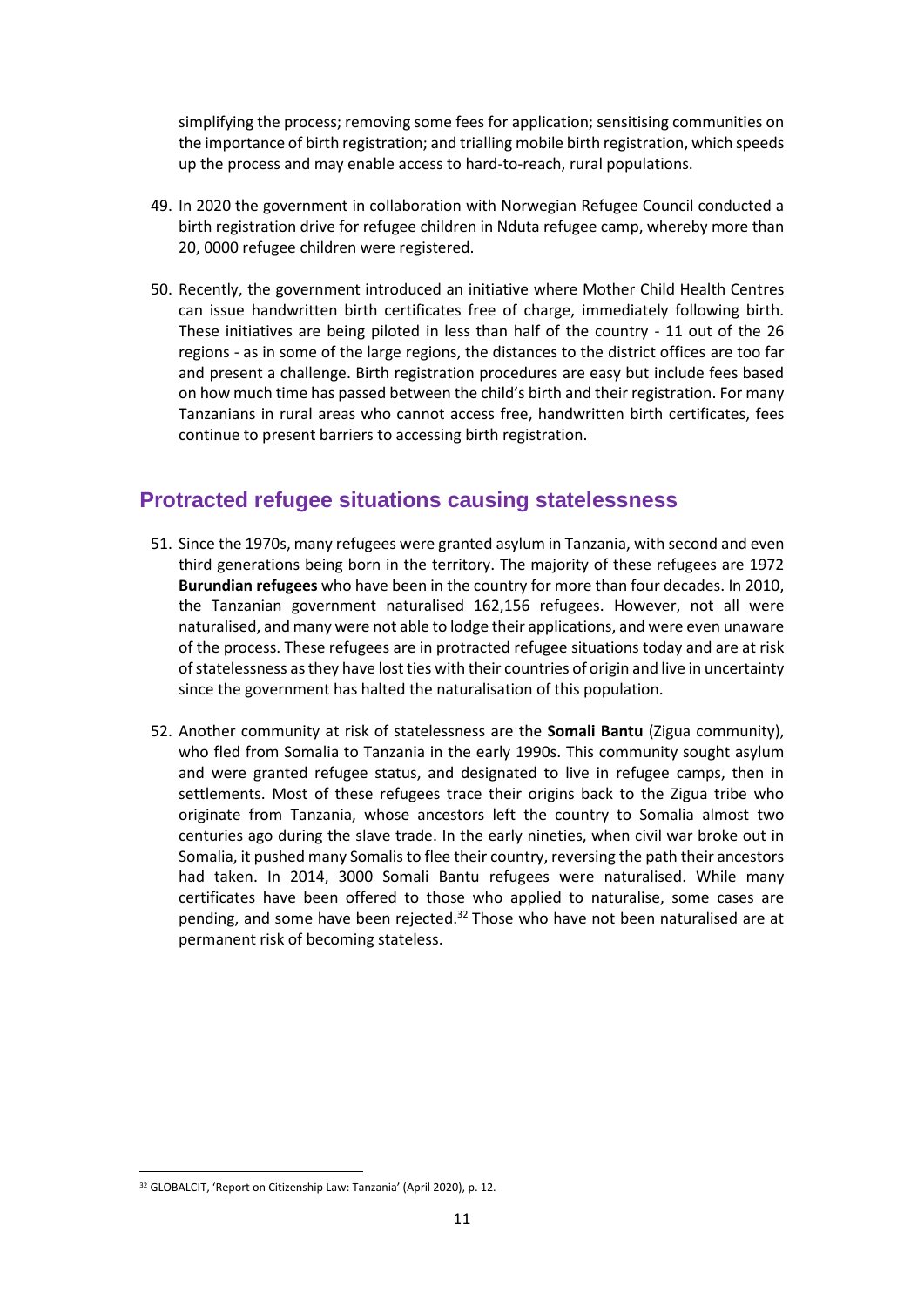simplifying the process; removing some fees for application; sensitising communities on the importance of birth registration; and trialling mobile birth registration, which speeds up the process and may enable access to hard-to-reach, rural populations.

49. In 2020 the government in collaboration with Norwegian Refugee Council conducted a birth registration drive for refugee children in Nduta refugee camp, whereby more than 20, 0000 refugee children were registered.

50. Recently, the government introduced an initiative where Mother Child Health Centres can issue handwritten birth certificates free of charge, immediately following birth. These initiatives are being piloted in less than half of the country - 11 out of the 26 regions - as in some of the large regions, the distances to the district offices are too far and present a challenge. Birth registration procedures are easy but include fees based on how much time has passed between the child's birth and their registration. For many Tanzanians in rural areas who cannot access free, handwritten birth certificates, fees continue to present barriers to accessing birth registration.

## Protracted refugee situations causing statelessness

51. Since the 1970s, many refugees were granted asylum in Tanzania, with second and even third generations being born in the territory. The majority of these refugees are 1972 **Burundian refugees** who have been in the country for more than four decades. In 2010, the Tanzanian government naturalised 162,156 refugees. However, not all were naturalised, and many were not able to lodge their applications, and were even unaware of the process. These refugees are in protracted refugee situations today and are at risk of statelessness as they have lost ties with their countries of origin and live in uncertainty since the government has halted the naturalisation of this population.

52. Another community at risk of statelessness are the **Somali Bantu** (Zigua community), who fled from Somalia to Tanzania in the early 1990s. This community sought asylum and were granted refugee status, and designated to live in refugee camps, then in settlements. Most of these refugees trace their origins back to the Zigua tribe who originate from Tanzania, whose ancestors left the country to Somalia almost two centuries ago during the slave trade. In the early nineties, when civil war broke out in Somalia, it pushed many Somalis to flee their country, reversing the path their ancestors had taken. In 2014, 3000 Somali Bantu refugees were naturalised. While many certificates have been offered to those who applied to naturalise, some cases are pending, and some have been rejected.[32] Those who have not been naturalised are at permanent risk of becoming stateless.

[32] GLOBALCIT, 'Report on Citizenship Law: Tanzania' (April 2020), p. 12.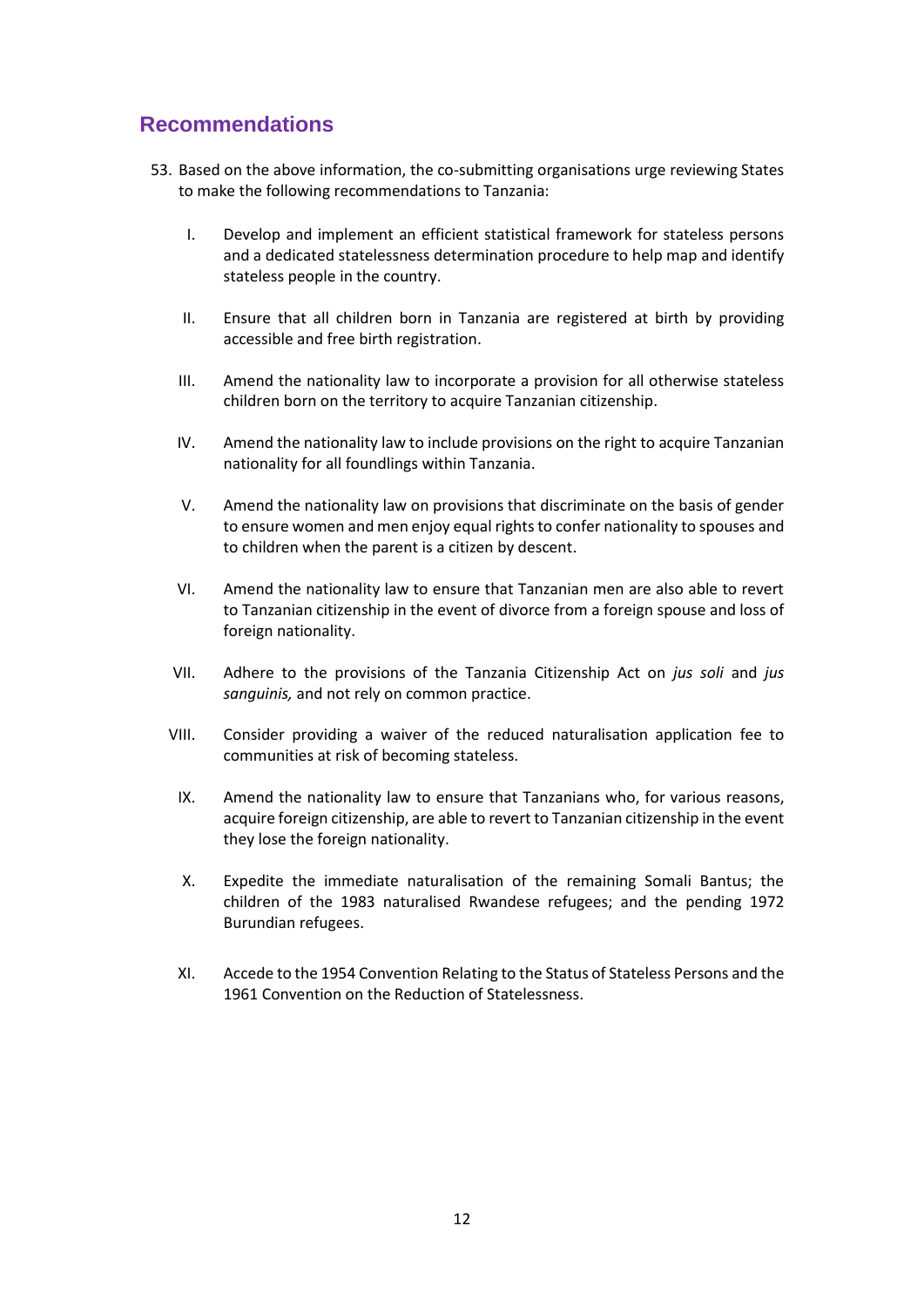## Recommendations

53. Based on the above information, the co-submitting organisations urge reviewing States to make the following recommendations to Tanzania:

    I. Develop and implement an efficient statistical framework for stateless persons and a dedicated statelessness determination procedure to help map and identify stateless people in the country.

    II. Ensure that all children born in Tanzania are registered at birth by providing accessible and free birth registration.

    III. Amend the nationality law to incorporate a provision for all otherwise stateless children born on the territory to acquire Tanzanian citizenship.

    IV. Amend the nationality law to include provisions on the right to acquire Tanzanian nationality for all foundlings within Tanzania.

    V. Amend the nationality law on provisions that discriminate on the basis of gender to ensure women and men enjoy equal rights to confer nationality to spouses and to children when the parent is a citizen by descent.

    VI. Amend the nationality law to ensure that Tanzanian men are also able to revert to Tanzanian citizenship in the event of divorce from a foreign spouse and loss of foreign nationality.

    VII. Adhere to the provisions of the Tanzania Citizenship Act on *jus soli* and *jus sanguinis,* and not rely on common practice.

    VIII. Consider providing a waiver of the reduced naturalisation application fee to communities at risk of becoming stateless.

    IX. Amend the nationality law to ensure that Tanzanians who, for various reasons, acquire foreign citizenship, are able to revert to Tanzanian citizenship in the event they lose the foreign nationality.

    X. Expedite the immediate naturalisation of the remaining Somali Bantus; the children of the 1983 naturalised Rwandese refugees; and the pending 1972 Burundian refugees.

    XI. Accede to the 1954 Convention Relating to the Status of Stateless Persons and the 1961 Convention on the Reduction of Statelessness.